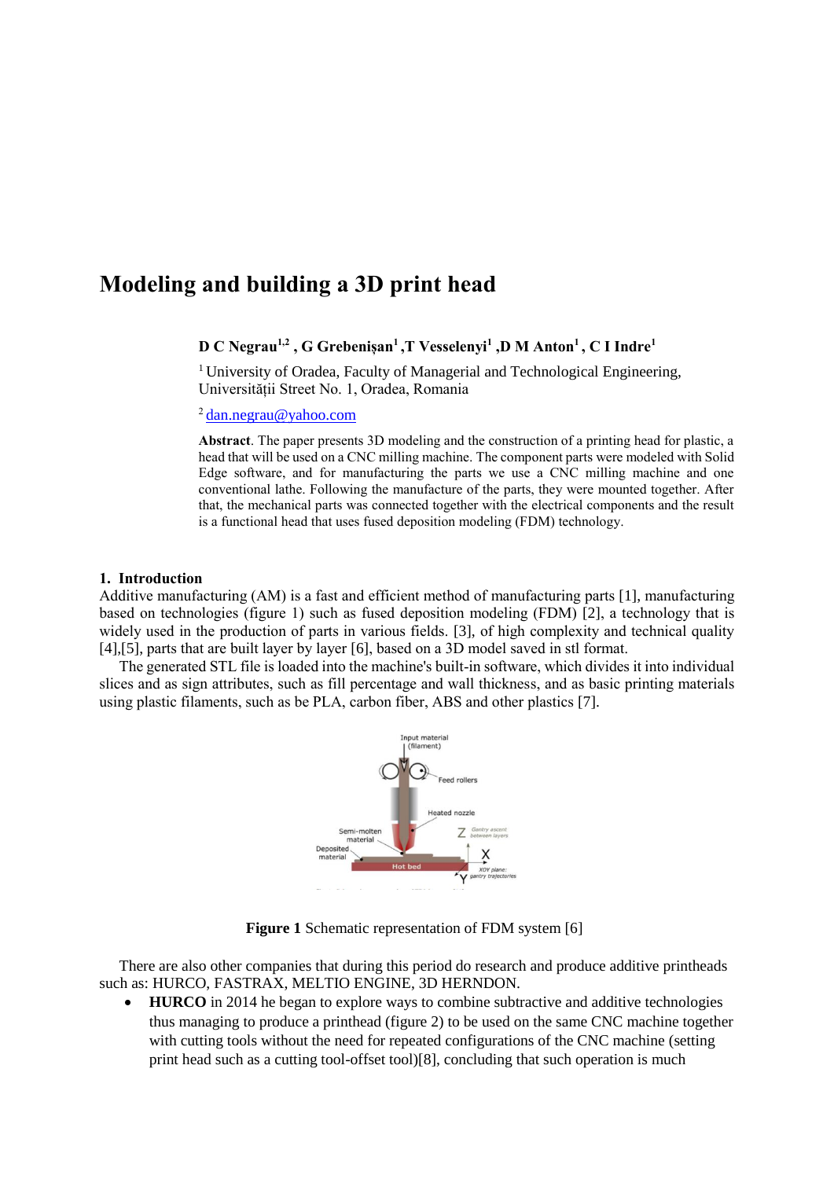# Modeling and building a 3D print head

**D C Negrau[1,2] , G Grebenișan[1] ,T Vesselenyi[1] ,D M Anton[1] , C I Indre[1]**

[1] University of Oradea, Faculty of Managerial and Technological Engineering, Universității Street No. 1, Oradea, Romania

[2] dan.negrau@yahoo.com

**Abstract**. The paper presents 3D modeling and the construction of a printing head for plastic, a head that will be used on a CNC milling machine. The component parts were modeled with Solid Edge software, and for manufacturing the parts we use a CNC milling machine and one conventional lathe. Following the manufacture of the parts, they were mounted together. After that, the mechanical parts was connected together with the electrical components and the result is a functional head that uses fused deposition modeling (FDM) technology.

## 1. Introduction

Additive manufacturing (AM) is a fast and efficient method of manufacturing parts [1], manufacturing based on technologies (figure 1) such as fused deposition modeling (FDM) [2], a technology that is widely used in the production of parts in various fields. [3], of high complexity and technical quality [4],[5], parts that are built layer by layer [6], based on a 3D model saved in stl format.

The generated STL file is loaded into the machine's built-in software, which divides it into individual slices and as sign attributes, such as fill percentage and wall thickness, and as basic printing materials using plastic filaments, such as be PLA, carbon fiber, ABS and other plastics [7].

Input material (filament)
Feed rollers
Heated nozzle
Semi-molten material
Deposited material
Hot bed
Z Gantry ascent between layers
X
Y XOY plane: gantry trajectories

**Figure 1** Schematic representation of FDM system [6]

There are also other companies that during this period do research and produce additive printheads such as: HURCO, FASTRAX, MELTIO ENGINE, 3D HERNDON.

- **HURCO** in 2014 he began to explore ways to combine subtractive and additive technologies thus managing to produce a printhead (figure 2) to be used on the same CNC machine together with cutting tools without the need for repeated configurations of the CNC machine (setting print head such as a cutting tool-offset tool)[8], concluding that such operation is much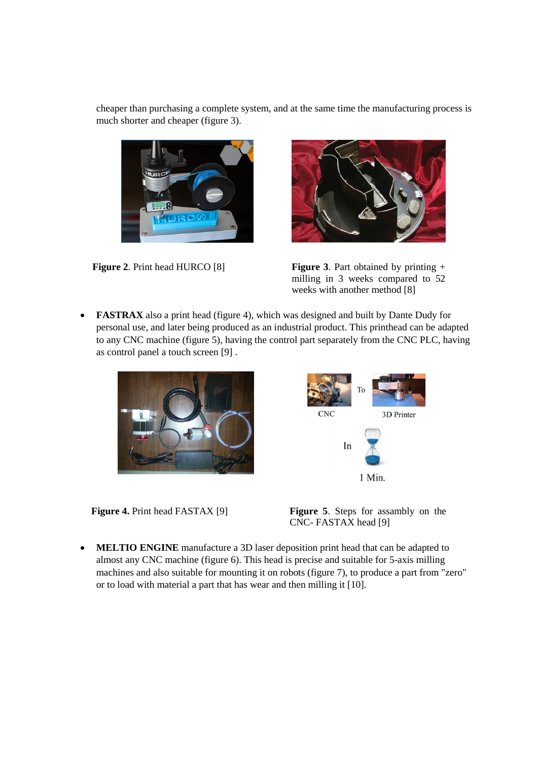cheaper than purchasing a complete system, and at the same time the manufacturing process is much shorter and cheaper (figure 3).

**Figure 2**. Print head HURCO [8]

**Figure 3**. Part obtained by printing + milling in 3 weeks compared to 52 weeks with another method [8]

- **FASTRAX** also a print head (figure 4), which was designed and built by Dante Dudy for personal use, and later being produced as an industrial product. This printhead can be adapted to any CNC machine (figure 5), having the control part separately from the CNC PLC, having as control panel a touch screen [9] .

CNC
To
3D Printer
In
1 Min.

**Figure 4.** Print head FASTAX [9]

**Figure 5**. Steps for assembly on the CNC- FASTAX head [9]

- **MELTIO ENGINE** manufacture a 3D laser deposition print head that can be adapted to almost any CNC machine (figure 6). This head is precise and suitable for 5-axis milling machines and also suitable for mounting it on robots (figure 7), to produce a part from "zero" or to load with material a part that has wear and then milling it [10].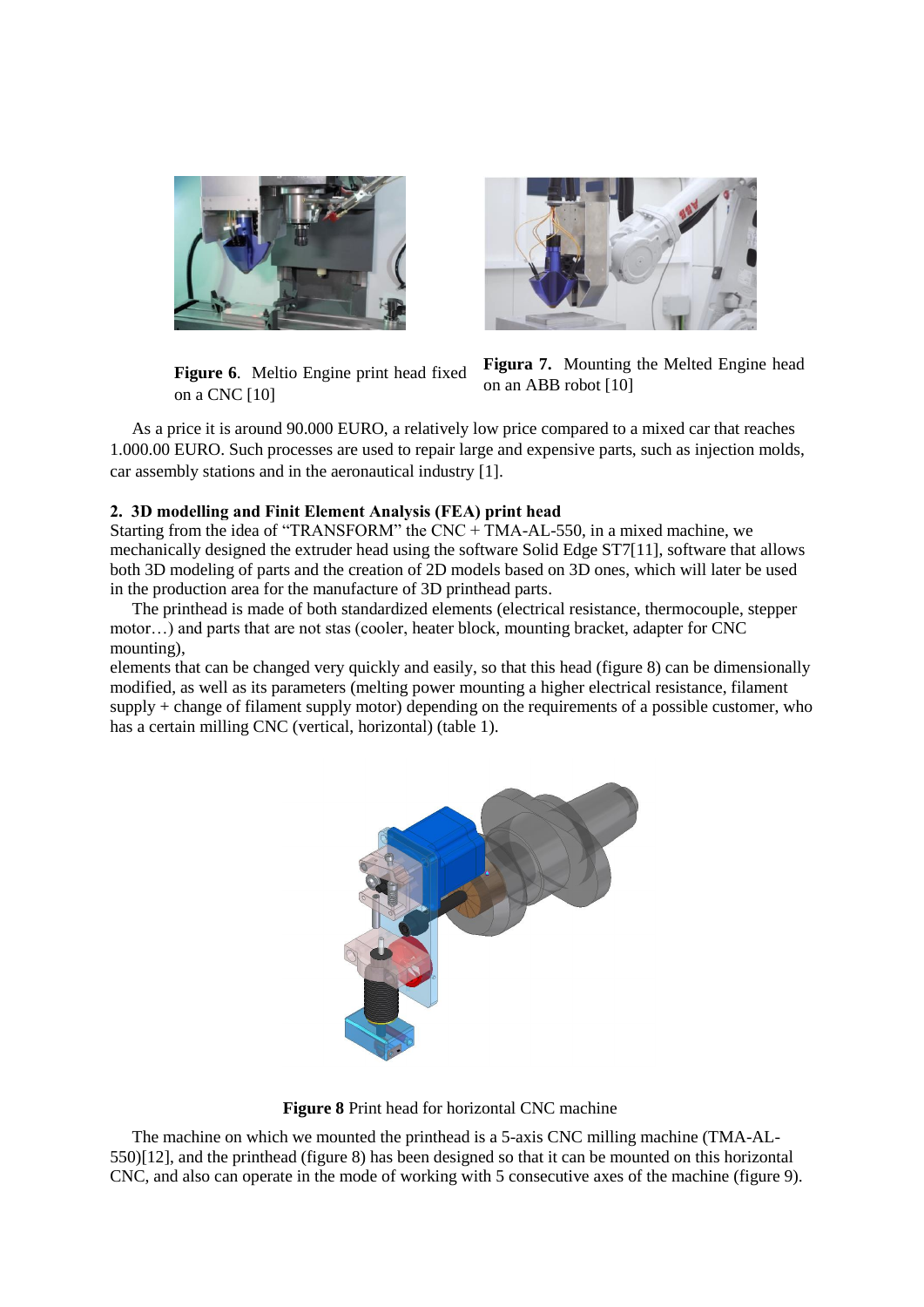**Figure 6**. Meltio Engine print head fixed on a CNC [10]

**Figura 7.** Mounting the Melted Engine head on an ABB robot [10]

As a price it is around 90.000 EURO, a relatively low price compared to a mixed car that reaches 1.000.00 EURO. Such processes are used to repair large and expensive parts, such as injection molds, car assembly stations and in the aeronautical industry [1].

## 2. 3D modelling and Finit Element Analysis (FEA) print head

Starting from the idea of "TRANSFORM" the CNC + TMA-AL-550, in a mixed machine, we mechanically designed the extruder head using the software Solid Edge ST7[11], software that allows both 3D modeling of parts and the creation of 2D models based on 3D ones, which will later be used in the production area for the manufacture of 3D printhead parts.

The printhead is made of both standardized elements (electrical resistance, thermocouple, stepper motor…) and parts that are not stas (cooler, heater block, mounting bracket, adapter for CNC mounting),

elements that can be changed very quickly and easily, so that this head (figure 8) can be dimensionally modified, as well as its parameters (melting power mounting a higher electrical resistance, filament supply + change of filament supply motor) depending on the requirements of a possible customer, who has a certain milling CNC (vertical, horizontal) (table 1).

**Figure 8** Print head for horizontal CNC machine

The machine on which we mounted the printhead is a 5-axis CNC milling machine (TMA-AL-550)[12], and the printhead (figure 8) has been designed so that it can be mounted on this horizontal CNC, and also can operate in the mode of working with 5 consecutive axes of the machine (figure 9).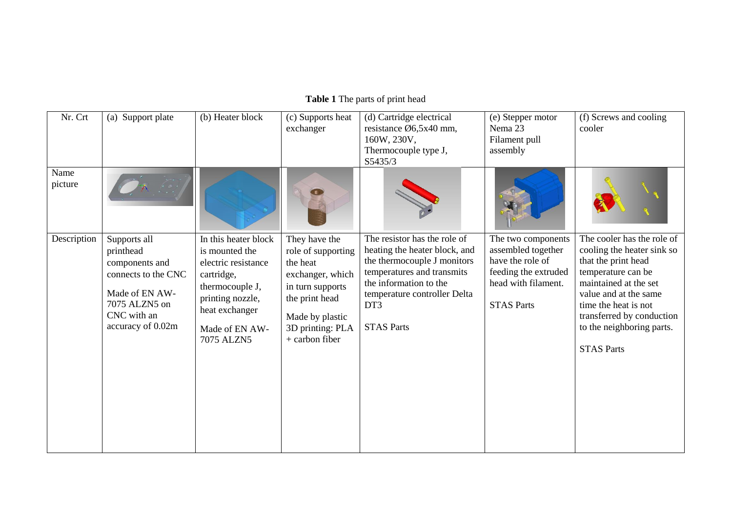**Table 1** The parts of print head

| Nr. Crt | (a) Support plate | (b) Heater block | (c) Supports heat exchanger | (d) Cartridge electrical resistance Ø6,5x40 mm, 160W, 230V, Thermocouple type J, S5435/3 | (e) Stepper motor Nema 23 Filament pull assembly | (f) Screws and cooling cooler |
|---|---|---|---|---|---|---|
| Name picture | | | | | | |
| Description | Supports all printhead components and connects to the CNC<br><br>Made of EN AW-7075 ALZN5 on CNC with an accuracy of 0.02m | In this heater block is mounted the electric resistance cartridge, thermocouple J, printing nozzle, heat exchanger<br><br>Made of EN AW-7075 ALZN5 | They have the role of supporting the heat exchanger, which in turn supports the print head<br><br>Made by plastic 3D printing: PLA + carbon fiber | The resistor has the role of heating the heater block, and the thermocouple J monitors temperatures and transmits the information to the temperature controller Delta DT3<br><br>STAS Parts | The two components assembled together have the role of feeding the extruded head with filament.<br><br>STAS Parts | The cooler has the role of cooling the heater sink so that the print head temperature can be maintained at the set value and at the same time the heat is not transferred by conduction to the neighboring parts.<br><br>STAS Parts |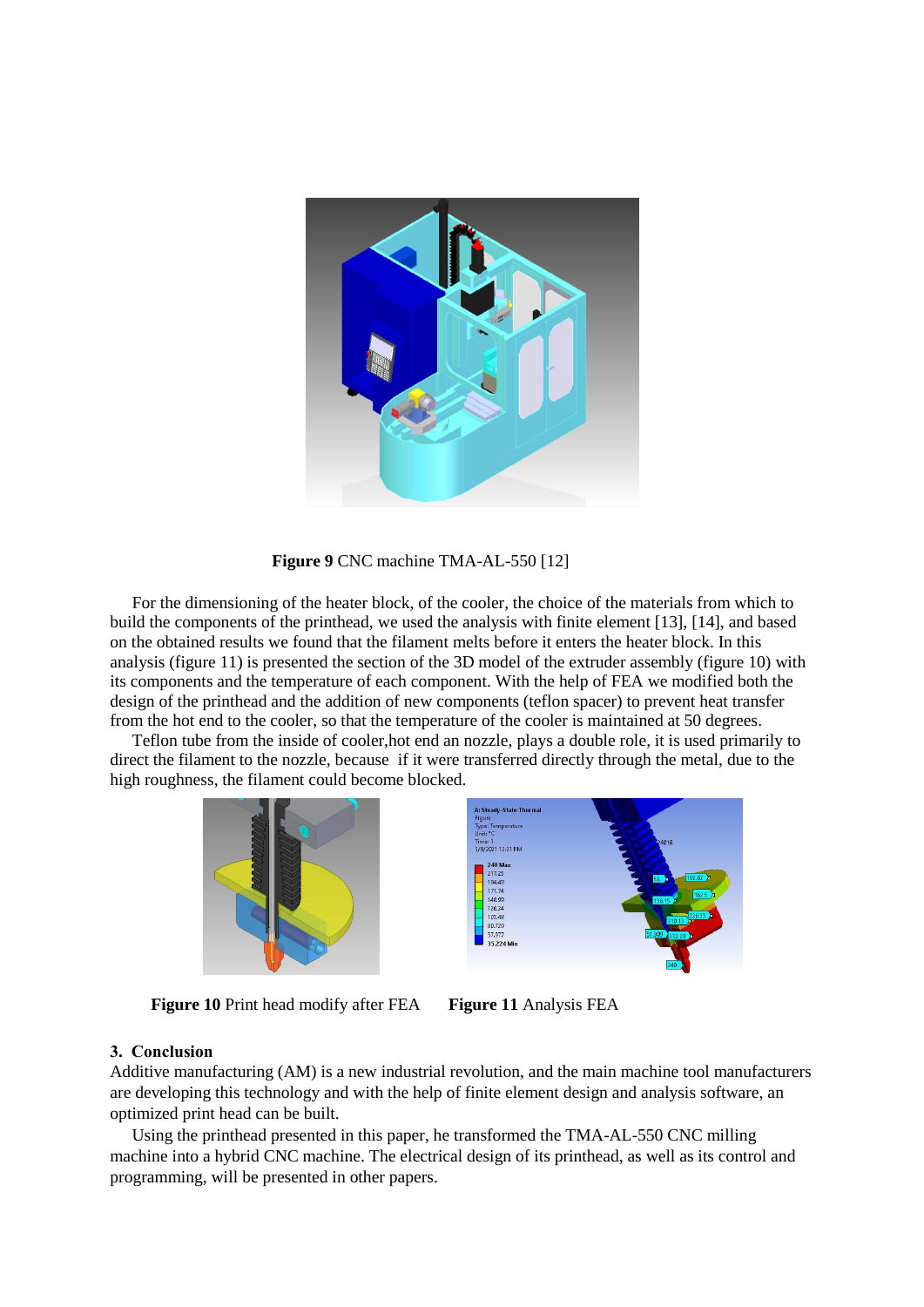**Figure 9** CNC machine TMA-AL-550 [12]

For the dimensioning of the heater block, of the cooler, the choice of the materials from which to build the components of the printhead, we used the analysis with finite element [13], [14], and based on the obtained results we found that the filament melts before it enters the heater block. In this analysis (figure 11) is presented the section of the 3D model of the extruder assembly (figure 10) with its components and the temperature of each component. With the help of FEA we modified both the design of the printhead and the addition of new components (teflon spacer) to prevent heat transfer from the hot end to the cooler, so that the temperature of the cooler is maintained at 50 degrees.

Teflon tube from the inside of cooler,hot end an nozzle, plays a double role, it is used primarily to direct the filament to the nozzle, because if it were transferred directly through the metal, due to the high roughness, the filament could become blocked.

**Figure 10** Print head modify after FEA

**Figure 11** Analysis FEA

### 3. Conclusion

Additive manufacturing (AM) is a new industrial revolution, and the main machine tool manufacturers are developing this technology and with the help of finite element design and analysis software, an optimized print head can be built.

Using the printhead presented in this paper, he transformed the TMA-AL-550 CNC milling machine into a hybrid CNC machine. The electrical design of its printhead, as well as its control and programming, will be presented in other papers.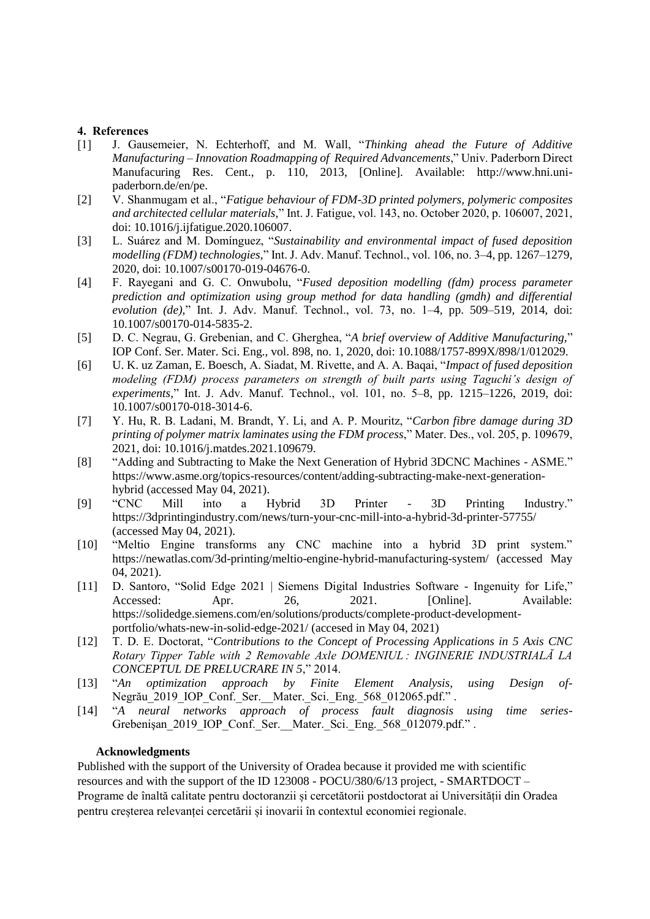## 4. References

[1] J. Gausemeier, N. Echterhoff, and M. Wall, "*Thinking ahead the Future of Additive Manufacturing – Innovation Roadmapping of Required Advancements*," Univ. Paderborn Direct Manufacuring Res. Cent., p. 110, 2013, [Online]. Available: http://www.hni.uni-paderborn.de/en/pe.

[2] V. Shanmugam et al., "*Fatigue behaviour of FDM-3D printed polymers, polymeric composites and architected cellular materials,*" Int. J. Fatigue, vol. 143, no. October 2020, p. 106007, 2021, doi: 10.1016/j.ijfatigue.2020.106007.

[3] L. Suárez and M. Domínguez, "*Sustainability and environmental impact of fused deposition modelling (FDM) technologies,*" Int. J. Adv. Manuf. Technol., vol. 106, no. 3–4, pp. 1267–1279, 2020, doi: 10.1007/s00170-019-04676-0.

[4] F. Rayegani and G. C. Onwubolu, "*Fused deposition modelling (fdm) process parameter prediction and optimization using group method for data handling (gmdh) and differential evolution (de),*" Int. J. Adv. Manuf. Technol., vol. 73, no. 1–4, pp. 509–519, 2014, doi: 10.1007/s00170-014-5835-2.

[5] D. C. Negrau, G. Grebenian, and C. Gherghea, "*A brief overview of Additive Manufacturing,*" IOP Conf. Ser. Mater. Sci. Eng., vol. 898, no. 1, 2020, doi: 10.1088/1757-899X/898/1/012029.

[6] U. K. uz Zaman, E. Boesch, A. Siadat, M. Rivette, and A. A. Baqai, "*Impact of fused deposition modeling (FDM) process parameters on strength of built parts using Taguchi's design of experiments,*" Int. J. Adv. Manuf. Technol., vol. 101, no. 5–8, pp. 1215–1226, 2019, doi: 10.1007/s00170-018-3014-6.

[7] Y. Hu, R. B. Ladani, M. Brandt, Y. Li, and A. P. Mouritz, "*Carbon fibre damage during 3D printing of polymer matrix laminates using the FDM process*," Mater. Des., vol. 205, p. 109679, 2021, doi: 10.1016/j.matdes.2021.109679.

[8] "Adding and Subtracting to Make the Next Generation of Hybrid 3DCNC Machines - ASME." https://www.asme.org/topics-resources/content/adding-subtracting-make-next-generation-hybrid (accessed May 04, 2021).

[9] "CNC Mill into a Hybrid 3D Printer - 3D Printing Industry." https://3dprintingindustry.com/news/turn-your-cnc-mill-into-a-hybrid-3d-printer-57755/ (accessed May 04, 2021).

[10] "Meltio Engine transforms any CNC machine into a hybrid 3D print system." https://newatlas.com/3d-printing/meltio-engine-hybrid-manufacturing-system/ (accessed May 04, 2021).

[11] D. Santoro, "Solid Edge 2021 | Siemens Digital Industries Software - Ingenuity for Life," Accessed: Apr. 26, 2021. [Online]. Available: https://solidedge.siemens.com/en/solutions/products/complete-product-development-portfolio/whats-new-in-solid-edge-2021/ (accesed in May 04, 2021)

[12] T. D. E. Doctorat, "*Contributions to the Concept of Processing Applications in 5 Axis CNC Rotary Tipper Table with 2 Removable Axle DOMENIUL : INGINERIE INDUSTRIALĂ LA CONCEPTUL DE PRELUCRARE IN 5*," 2014.

[13] "*An optimization approach by Finite Element Analysis, using Design of-* Negrău_2019_IOP_Conf._Ser.__Mater._Sci._Eng._568_012065.pdf." .

[14] "*A neural networks approach of process fault diagnosis using time series-* Grebenişan_2019_IOP_Conf._Ser.__Mater._Sci._Eng._568_012079.pdf." .

### Acknowledgments

Published with the support of the University of Oradea because it provided me with scientific resources and with the support of the ID 123008 - POCU/380/6/13 project, - SMARTDOCT – Programe de înaltă calitate pentru doctoranzii și cercetătorii postdoctorat ai Universității din Oradea pentru creșterea relevanței cercetării și inovarii în contextul economiei regionale.